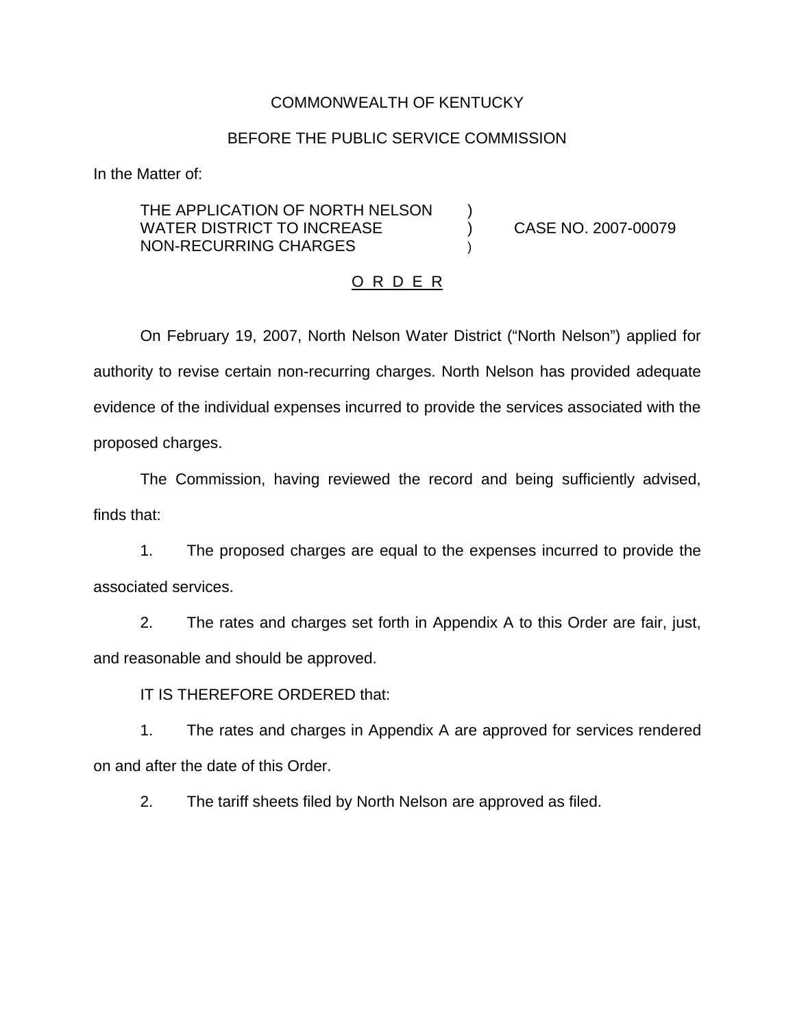COMMONWEALTH OF KENTUCKY

BEFORE THE PUBLIC SERVICE COMMISSION

In the Matter of:

| | | |
|---|---|---|
| THE APPLICATION OF NORTH NELSON WATER DISTRICT TO INCREASE NON-RECURRING CHARGES | ) ) ) | CASE NO. 2007-00079 |

O R D E R

On February 19, 2007, North Nelson Water District ("North Nelson") applied for authority to revise certain non-recurring charges. North Nelson has provided adequate evidence of the individual expenses incurred to provide the services associated with the proposed charges.

The Commission, having reviewed the record and being sufficiently advised, finds that:

1. The proposed charges are equal to the expenses incurred to provide the associated services.

2. The rates and charges set forth in Appendix A to this Order are fair, just, and reasonable and should be approved.

IT IS THEREFORE ORDERED that:

1. The rates and charges in Appendix A are approved for services rendered on and after the date of this Order.

2. The tariff sheets filed by North Nelson are approved as filed.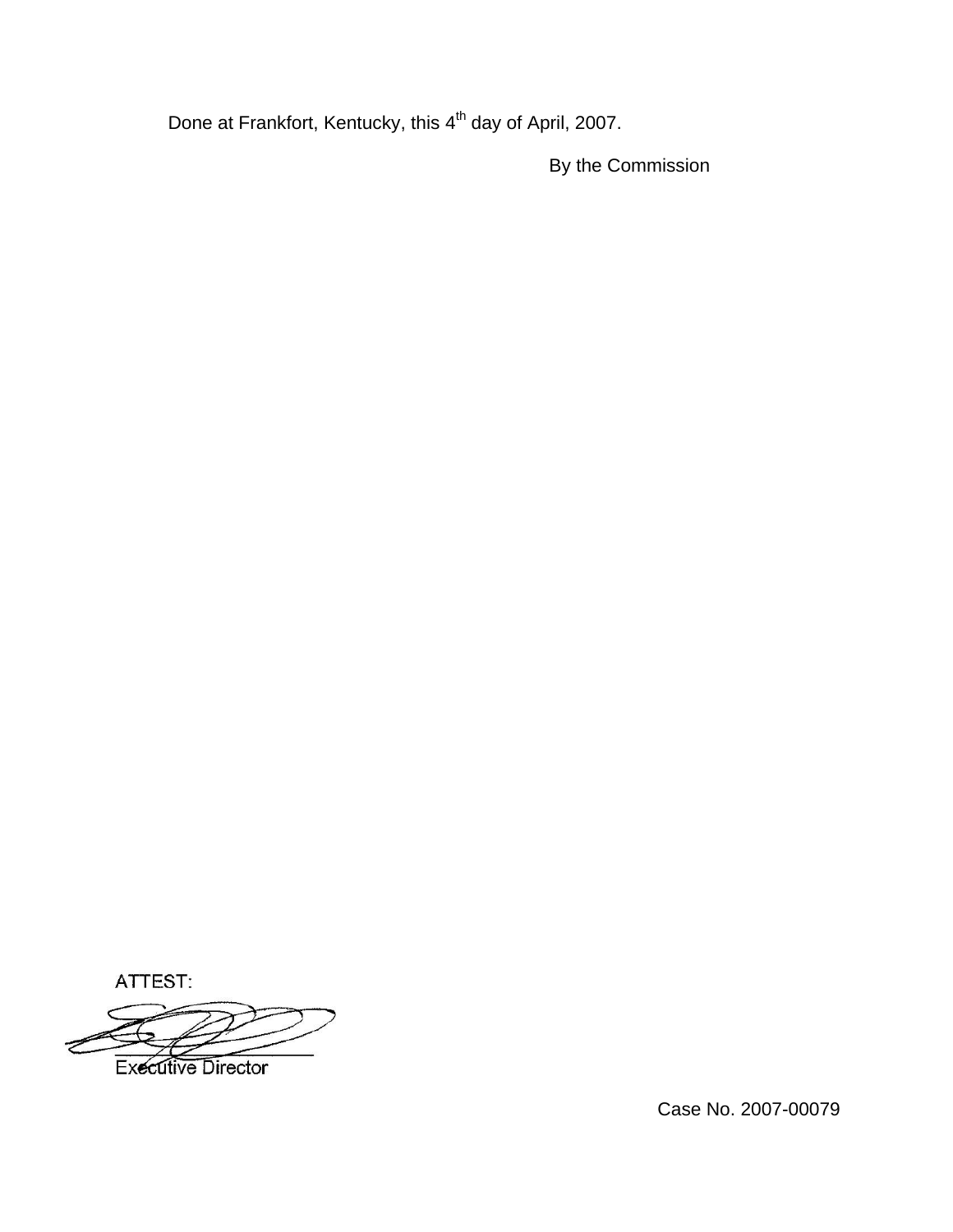Done at Frankfort, Kentucky, this 4th day of April, 2007.

By the Commission

ATTEST:

Executive Director

Case No. 2007-00079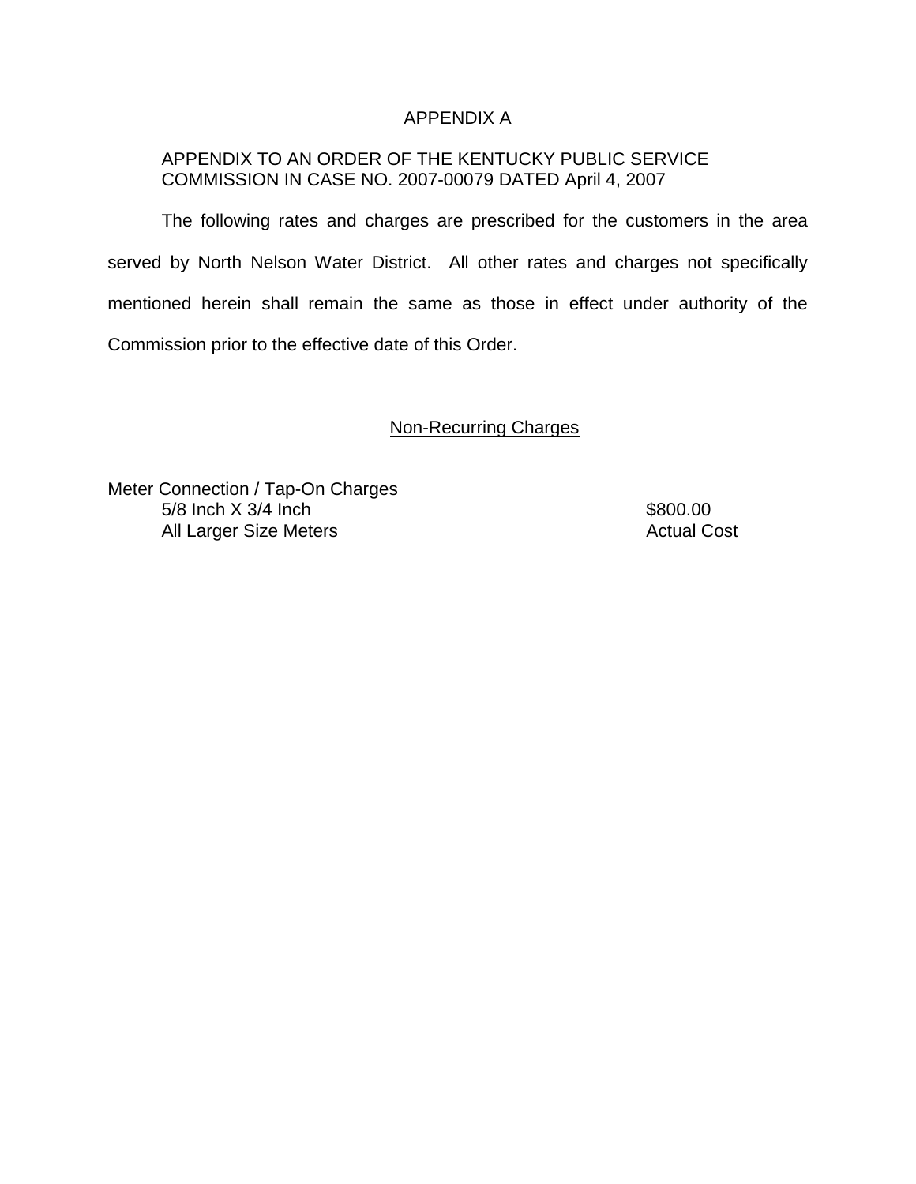# APPENDIX A

APPENDIX TO AN ORDER OF THE KENTUCKY PUBLIC SERVICE COMMISSION IN CASE NO. 2007-00079 DATED April 4, 2007

The following rates and charges are prescribed for the customers in the area served by North Nelson Water District. All other rates and charges not specifically mentioned herein shall remain the same as those in effect under authority of the Commission prior to the effective date of this Order.

## Non-Recurring Charges

Meter Connection / Tap-On Charges

| | |
|---|---|
| 5/8 Inch X 3/4 Inch | $800.00 |
| All Larger Size Meters | Actual Cost |